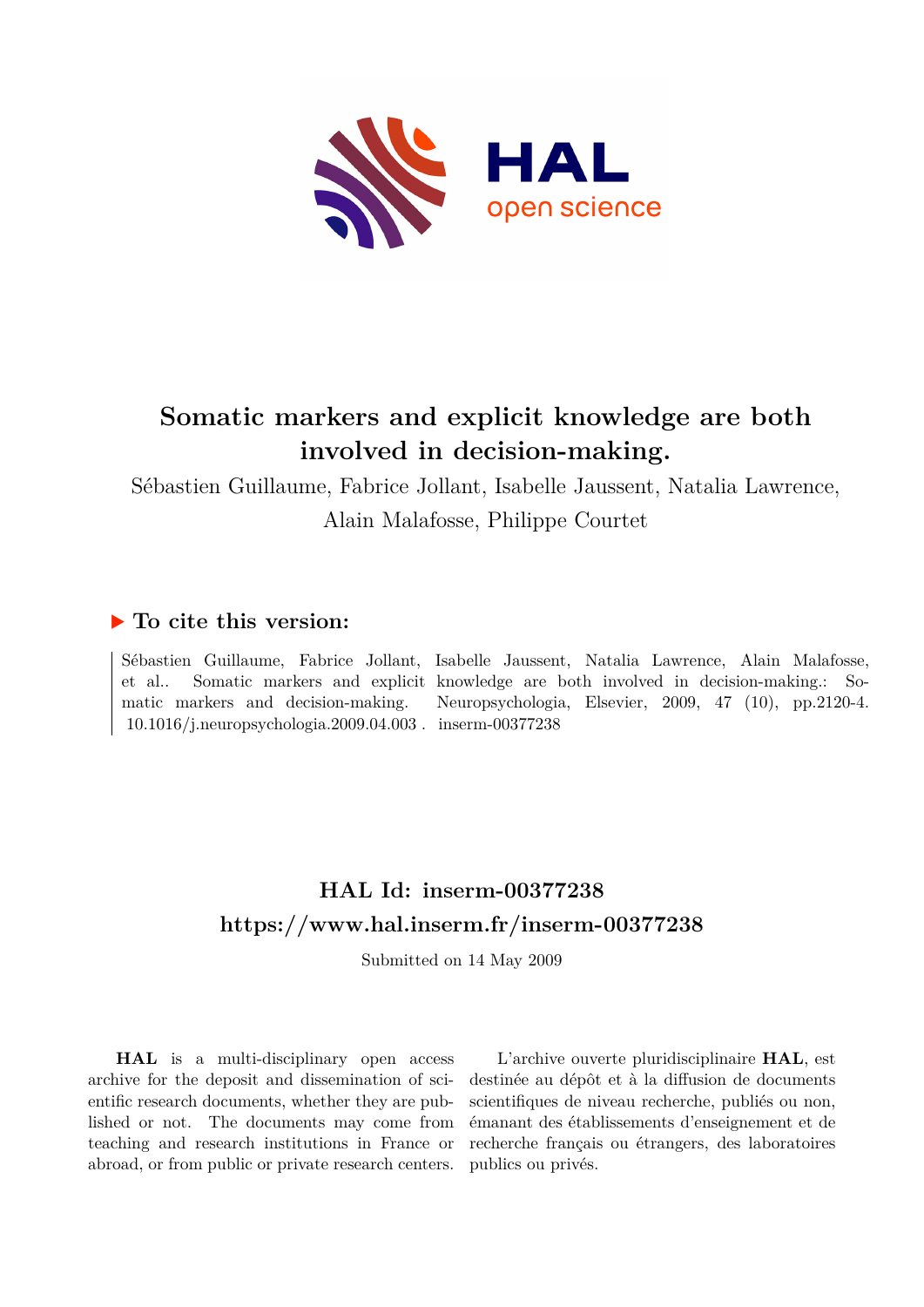# Somatic markers and explicit knowledge are both involved in decision-making.

Sébastien Guillaume, Fabrice Jollant, Isabelle Jaussent, Natalia Lawrence, Alain Malafosse, Philippe Courtet

## ▶ To cite this version:

Sébastien Guillaume, Fabrice Jollant, Isabelle Jaussent, Natalia Lawrence, Alain Malafosse, et al.. Somatic markers and explicit knowledge are both involved in decision-making.: Somatic markers and decision-making. Neuropsychologia, Elsevier, 2009, 47 (10), pp.2120-4. 10.1016/j.neuropsychologia.2009.04.003 . inserm-00377238

## HAL Id: inserm-00377238
## https://www.hal.inserm.fr/inserm-00377238

Submitted on 14 May 2009

**HAL** is a multi-disciplinary open access archive for the deposit and dissemination of scientific research documents, whether they are published or not. The documents may come from teaching and research institutions in France or abroad, or from public or private research centers.

L'archive ouverte pluridisciplinaire **HAL**, est destinée au dépôt et à la diffusion de documents scientifiques de niveau recherche, publiés ou non, émanant des établissements d'enseignement et de recherche français ou étrangers, des laboratoires publics ou privés.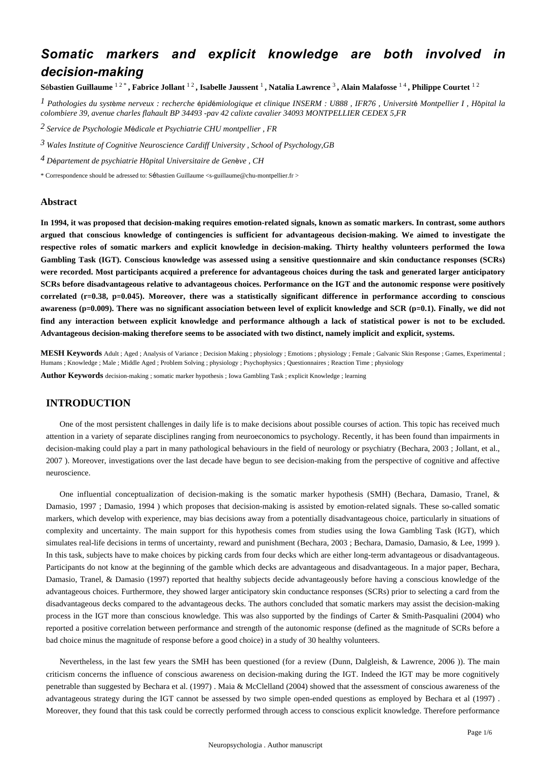# Somatic markers and explicit knowledge are both involved in decision-making

Sébastien Guillaume [1 2 *], Fabrice Jollant [1 2], Isabelle Jaussent [1], Natalia Lawrence [3], Alain Malafosse [1 4], Philippe Courtet [1 2]

[1] *Pathologies du système nerveux : recherche épidémiologique et clinique INSERM : U888 , IFR76 , Université Montpellier I , Hôpital la colombiere 39, avenue charles flahault BP 34493 -pav 42 calixte cavalier 34093 MONTPELLIER CEDEX 5,FR*

[2] *Service de Psychologie Médicale et Psychiatrie CHU montpellier , FR*

[3] *Wales Institute of Cognitive Neuroscience Cardiff University , School of Psychology,GB*

[4] *Département de psychiatrie Hôpital Universitaire de Genève , CH*

* Correspondence should be adressed to: Sébastien Guillaume <s-guillaume@chu-montpellier.fr >

### Abstract

**In 1994, it was proposed that decision-making requires emotion-related signals, known as somatic markers. In contrast, some authors argued that conscious knowledge of contingencies is sufficient for advantageous decision-making. We aimed to investigate the respective roles of somatic markers and explicit knowledge in decision-making. Thirty healthy volunteers performed the Iowa Gambling Task (IGT). Conscious knowledge was assessed using a sensitive questionnaire and skin conductance responses (SCRs) were recorded. Most participants acquired a preference for advantageous choices during the task and generated larger anticipatory SCRs before disadvantageous relative to advantageous choices. Performance on the IGT and the autonomic response were positively correlated (r=0.38, p=0.045). Moreover, there was a statistically significant difference in performance according to conscious awareness (p=0.009). There was no significant association between level of explicit knowledge and SCR (p=0.1). Finally, we did not find any interaction between explicit knowledge and performance although a lack of statistical power is not to be excluded. Advantageous decision-making therefore seems to be associated with two distinct, namely implicit and explicit, systems.**

**MESH Keywords** Adult ; Aged ; Analysis of Variance ; Decision Making ; physiology ; Emotions ; physiology ; Female ; Galvanic Skin Response ; Games, Experimental ; Humans ; Knowledge ; Male ; Middle Aged ; Problem Solving ; physiology ; Psychophysics ; Questionnaires ; Reaction Time ; physiology

**Author Keywords** decision-making ; somatic marker hypothesis ; Iowa Gambling Task ; explicit Knowledge ; learning

## INTRODUCTION

One of the most persistent challenges in daily life is to make decisions about possible courses of action. This topic has received much attention in a variety of separate disciplines ranging from neuroeconomics to psychology. Recently, it has been found than impairments in decision-making could play a part in many pathological behaviours in the field of neurology or psychiatry (Bechara, 2003 ; Jollant, et al., 2007 ). Moreover, investigations over the last decade have begun to see decision-making from the perspective of cognitive and affective neuroscience.

One influential conceptualization of decision-making is the somatic marker hypothesis (SMH) (Bechara, Damasio, Tranel, & Damasio, 1997 ; Damasio, 1994 ) which proposes that decision-making is assisted by emotion-related signals. These so-called somatic markers, which develop with experience, may bias decisions away from a potentially disadvantageous choice, particularly in situations of complexity and uncertainty. The main support for this hypothesis comes from studies using the Iowa Gambling Task (IGT), which simulates real-life decisions in terms of uncertainty, reward and punishment (Bechara, 2003 ; Bechara, Damasio, Damasio, & Lee, 1999 ). In this task, subjects have to make choices by picking cards from four decks which are either long-term advantageous or disadvantageous. Participants do not know at the beginning of the gamble which decks are advantageous and disadvantageous. In a major paper, Bechara, Damasio, Tranel, & Damasio (1997) reported that healthy subjects decide advantageously before having a conscious knowledge of the advantageous choices. Furthermore, they showed larger anticipatory skin conductance responses (SCRs) prior to selecting a card from the disadvantageous decks compared to the advantageous decks. The authors concluded that somatic markers may assist the decision-making process in the IGT more than conscious knowledge. This was also supported by the findings of Carter & Smith-Pasqualini (2004) who reported a positive correlation between performance and strength of the autonomic response (defined as the magnitude of SCRs before a bad choice minus the magnitude of response before a good choice) in a study of 30 healthy volunteers.

Nevertheless, in the last few years the SMH has been questioned (for a review (Dunn, Dalgleish, & Lawrence, 2006 )). The main criticism concerns the influence of conscious awareness on decision-making during the IGT. Indeed the IGT may be more cognitively penetrable than suggested by Bechara et al. (1997) . Maia & McClelland (2004) showed that the assessment of conscious awareness of the advantageous strategy during the IGT cannot be assessed by two simple open-ended questions as employed by Bechara et al (1997) . Moreover, they found that this task could be correctly performed through access to conscious explicit knowledge. Therefore performance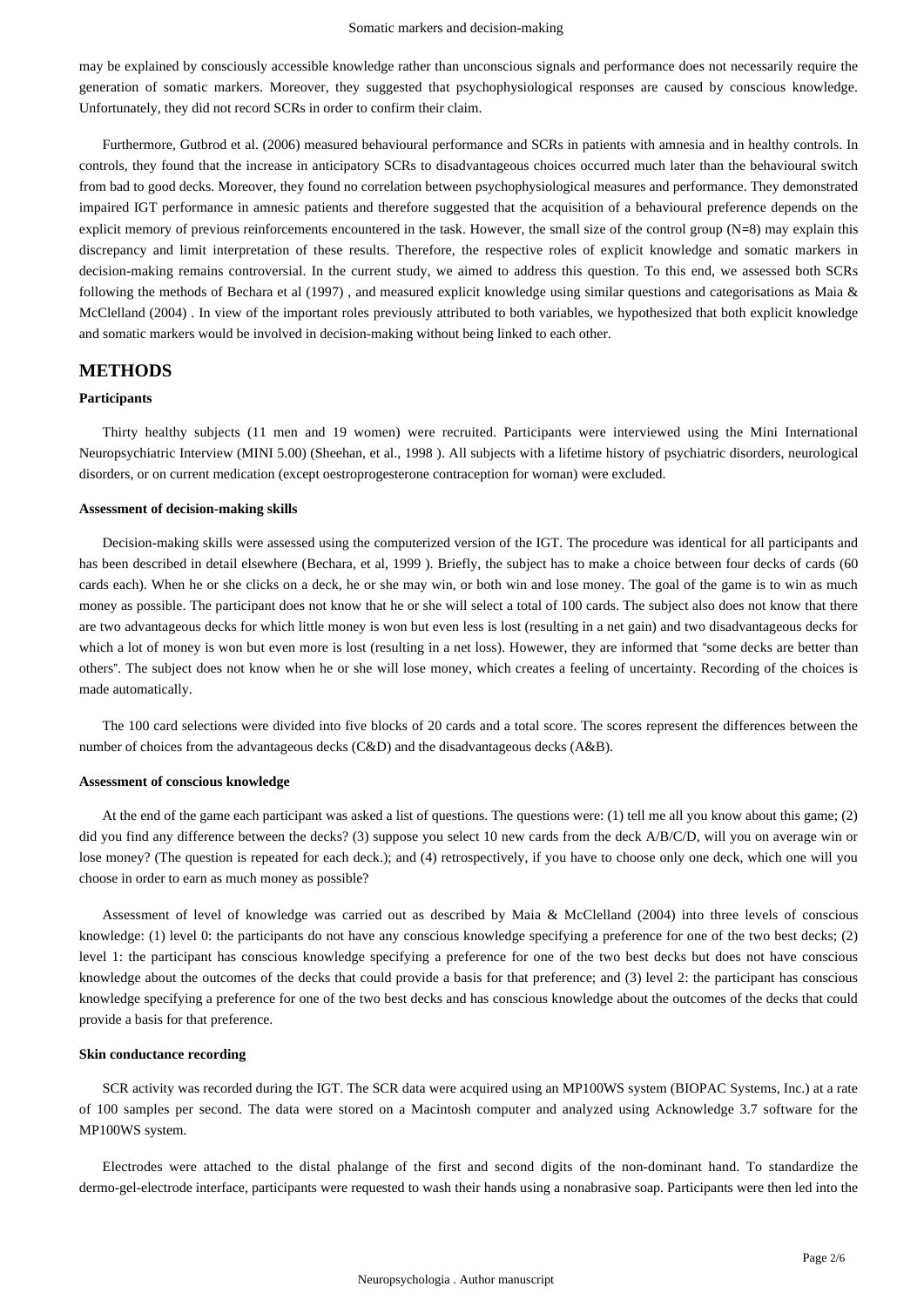may be explained by consciously accessible knowledge rather than unconscious signals and performance does not necessarily require the generation of somatic markers. Moreover, they suggested that psychophysiological responses are caused by conscious knowledge. Unfortunately, they did not record SCRs in order to confirm their claim.

Furthermore, Gutbrod et al. (2006) measured behavioural performance and SCRs in patients with amnesia and in healthy controls. In controls, they found that the increase in anticipatory SCRs to disadvantageous choices occurred much later than the behavioural switch from bad to good decks. Moreover, they found no correlation between psychophysiological measures and performance. They demonstrated impaired IGT performance in amnesic patients and therefore suggested that the acquisition of a behavioural preference depends on the explicit memory of previous reinforcements encountered in the task. However, the small size of the control group (N=8) may explain this discrepancy and limit interpretation of these results. Therefore, the respective roles of explicit knowledge and somatic markers in decision-making remains controversial. In the current study, we aimed to address this question. To this end, we assessed both SCRs following the methods of Bechara et al (1997) , and measured explicit knowledge using similar questions and categorisations as Maia & McClelland (2004) . In view of the important roles previously attributed to both variables, we hypothesized that both explicit knowledge and somatic markers would be involved in decision-making without being linked to each other.

## METHODS

### Participants

Thirty healthy subjects (11 men and 19 women) were recruited. Participants were interviewed using the Mini International Neuropsychiatric Interview (MINI 5.00) (Sheehan, et al., 1998 ). All subjects with a lifetime history of psychiatric disorders, neurological disorders, or on current medication (except oestroprogesterone contraception for woman) were excluded.

### Assessment of decision-making skills

Decision-making skills were assessed using the computerized version of the IGT. The procedure was identical for all participants and has been described in detail elsewhere (Bechara, et al, 1999 ). Briefly, the subject has to make a choice between four decks of cards (60 cards each). When he or she clicks on a deck, he or she may win, or both win and lose money. The goal of the game is to win as much money as possible. The participant does not know that he or she will select a total of 100 cards. The subject also does not know that there are two advantageous decks for which little money is won but even less is lost (resulting in a net gain) and two disadvantageous decks for which a lot of money is won but even more is lost (resulting in a net loss). However, they are informed that "some decks are better than others". The subject does not know when he or she will lose money, which creates a feeling of uncertainty. Recording of the choices is made automatically.

The 100 card selections were divided into five blocks of 20 cards and a total score. The scores represent the differences between the number of choices from the advantageous decks (C&D) and the disadvantageous decks (A&B).

### Assessment of conscious knowledge

At the end of the game each participant was asked a list of questions. The questions were: (1) tell me all you know about this game; (2) did you find any difference between the decks? (3) suppose you select 10 new cards from the deck A/B/C/D, will you on average win or lose money? (The question is repeated for each deck.); and (4) retrospectively, if you have to choose only one deck, which one will you choose in order to earn as much money as possible?

Assessment of level of knowledge was carried out as described by Maia & McClelland (2004) into three levels of conscious knowledge: (1) level 0: the participants do not have any conscious knowledge specifying a preference for one of the two best decks; (2) level 1: the participant has conscious knowledge specifying a preference for one of the two best decks but does not have conscious knowledge about the outcomes of the decks that could provide a basis for that preference; and (3) level 2: the participant has conscious knowledge specifying a preference for one of the two best decks and has conscious knowledge about the outcomes of the decks that could provide a basis for that preference.

### Skin conductance recording

SCR activity was recorded during the IGT. The SCR data were acquired using an MP100WS system (BIOPAC Systems, Inc.) at a rate of 100 samples per second. The data were stored on a Macintosh computer and analyzed using Acknowledge 3.7 software for the MP100WS system.

Electrodes were attached to the distal phalange of the first and second digits of the non-dominant hand. To standardize the dermo-gel-electrode interface, participants were requested to wash their hands using a nonabrasive soap. Participants were then led into the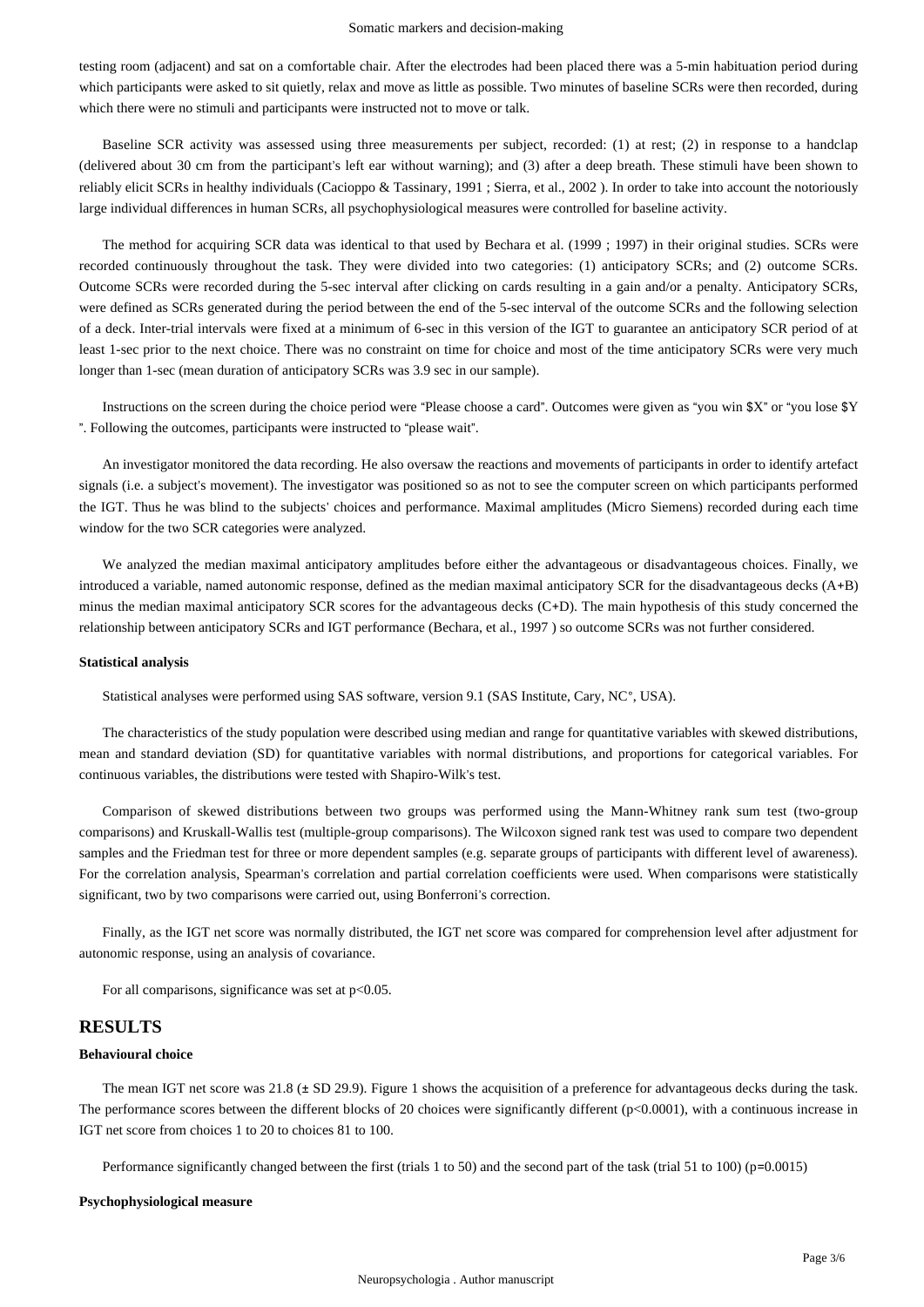testing room (adjacent) and sat on a comfortable chair. After the electrodes had been placed there was a 5-min habituation period during which participants were asked to sit quietly, relax and move as little as possible. Two minutes of baseline SCRs were then recorded, during which there were no stimuli and participants were instructed not to move or talk.

Baseline SCR activity was assessed using three measurements per subject, recorded: (1) at rest; (2) in response to a handclap (delivered about 30 cm from the participant's left ear without warning); and (3) after a deep breath. These stimuli have been shown to reliably elicit SCRs in healthy individuals (Cacioppo & Tassinary, 1991 ; Sierra, et al., 2002 ). In order to take into account the notoriously large individual differences in human SCRs, all psychophysiological measures were controlled for baseline activity.

The method for acquiring SCR data was identical to that used by Bechara et al. (1999 ; 1997) in their original studies. SCRs were recorded continuously throughout the task. They were divided into two categories: (1) anticipatory SCRs; and (2) outcome SCRs. Outcome SCRs were recorded during the 5-sec interval after clicking on cards resulting in a gain and/or a penalty. Anticipatory SCRs, were defined as SCRs generated during the period between the end of the 5-sec interval of the outcome SCRs and the following selection of a deck. Inter-trial intervals were fixed at a minimum of 6-sec in this version of the IGT to guarantee an anticipatory SCR period of at least 1-sec prior to the next choice. There was no constraint on time for choice and most of the time anticipatory SCRs were very much longer than 1-sec (mean duration of anticipatory SCRs was 3.9 sec in our sample).

Instructions on the screen during the choice period were "Please choose a card". Outcomes were given as "you win $X" or "you lose $Y ". Following the outcomes, participants were instructed to "please wait".

An investigator monitored the data recording. He also oversaw the reactions and movements of participants in order to identify artefact signals (i.e. a subject's movement). The investigator was positioned so as not to see the computer screen on which participants performed the IGT. Thus he was blind to the subjects' choices and performance. Maximal amplitudes (Micro Siemens) recorded during each time window for the two SCR categories were analyzed.

We analyzed the median maximal anticipatory amplitudes before either the advantageous or disadvantageous choices. Finally, we introduced a variable, named autonomic response, defined as the median maximal anticipatory SCR for the disadvantageous decks (A+B) minus the median maximal anticipatory SCR scores for the advantageous decks (C+D). The main hypothesis of this study concerned the relationship between anticipatory SCRs and IGT performance (Bechara, et al., 1997 ) so outcome SCRs was not further considered.

#### Statistical analysis

Statistical analyses were performed using SAS software, version 9.1 (SAS Institute, Cary, NC°, USA).

The characteristics of the study population were described using median and range for quantitative variables with skewed distributions, mean and standard deviation (SD) for quantitative variables with normal distributions, and proportions for categorical variables. For continuous variables, the distributions were tested with Shapiro-Wilk's test.

Comparison of skewed distributions between two groups was performed using the Mann-Whitney rank sum test (two-group comparisons) and Kruskall-Wallis test (multiple-group comparisons). The Wilcoxon signed rank test was used to compare two dependent samples and the Friedman test for three or more dependent samples (e.g. separate groups of participants with different level of awareness). For the correlation analysis, Spearman's correlation and partial correlation coefficients were used. When comparisons were statistically significant, two by two comparisons were carried out, using Bonferroni's correction.

Finally, as the IGT net score was normally distributed, the IGT net score was compared for comprehension level after adjustment for autonomic response, using an analysis of covariance.

For all comparisons, significance was set at $p<0.05$.

## RESULTS

#### Behavioural choice

The mean IGT net score was 21.8 (± SD 29.9). Figure 1 shows the acquisition of a preference for advantageous decks during the task. The performance scores between the different blocks of 20 choices were significantly different ($p<0.0001$), with a continuous increase in IGT net score from choices 1 to 20 to choices 81 to 100.

Performance significantly changed between the first (trials 1 to 50) and the second part of the task (trial 51 to 100) ($p=0.0015$)

#### Psychophysiological measure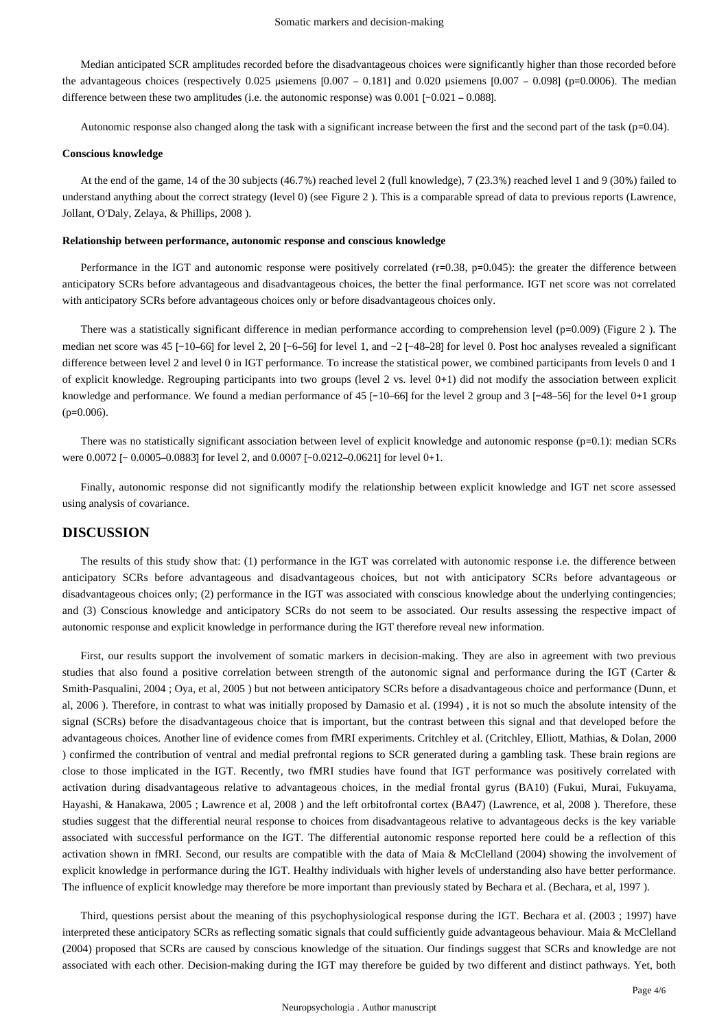Median anticipated SCR amplitudes recorded before the disadvantageous choices were significantly higher than those recorded before the advantageous choices (respectively 0.025 μsiemens [0.007 – 0.181] and 0.020 μsiemens [0.007 – 0.098] (p=0.0006). The median difference between these two amplitudes (i.e. the autonomic response) was 0.001 [−0.021 – 0.088].

Autonomic response also changed along the task with a significant increase between the first and the second part of the task (p=0.04).

#### Conscious knowledge

At the end of the game, 14 of the 30 subjects (46.7%) reached level 2 (full knowledge), 7 (23.3%) reached level 1 and 9 (30%) failed to understand anything about the correct strategy (level 0) (see Figure 2 ). This is a comparable spread of data to previous reports (Lawrence, Jollant, O'Daly, Zelaya, & Phillips, 2008 ).

#### Relationship between performance, autonomic response and conscious knowledge

Performance in the IGT and autonomic response were positively correlated (r=0.38, p=0.045): the greater the difference between anticipatory SCRs before advantageous and disadvantageous choices, the better the final performance. IGT net score was not correlated with anticipatory SCRs before advantageous choices only or before disadvantageous choices only.

There was a statistically significant difference in median performance according to comprehension level (p=0.009) (Figure 2 ). The median net score was 45 [−10–66] for level 2, 20 [−6–56] for level 1, and −2 [−48–28] for level 0. Post hoc analyses revealed a significant difference between level 2 and level 0 in IGT performance. To increase the statistical power, we combined participants from levels 0 and 1 of explicit knowledge. Regrouping participants into two groups (level 2 vs. level 0+1) did not modify the association between explicit knowledge and performance. We found a median performance of 45 [−10–66] for the level 2 group and 3 [−48–56] for the level 0+1 group (p=0.006).

There was no statistically significant association between level of explicit knowledge and autonomic response (p=0.1): median SCRs were 0.0072 [− 0.0005–0.0883] for level 2, and 0.0007 [−0.0212–0.0621] for level 0+1.

Finally, autonomic response did not significantly modify the relationship between explicit knowledge and IGT net score assessed using analysis of covariance.

## DISCUSSION

The results of this study show that: (1) performance in the IGT was correlated with autonomic response i.e. the difference between anticipatory SCRs before advantageous and disadvantageous choices, but not with anticipatory SCRs before advantageous or disadvantageous choices only; (2) performance in the IGT was associated with conscious knowledge about the underlying contingencies; and (3) Conscious knowledge and anticipatory SCRs do not seem to be associated. Our results assessing the respective impact of autonomic response and explicit knowledge in performance during the IGT therefore reveal new information.

First, our results support the involvement of somatic markers in decision-making. They are also in agreement with two previous studies that also found a positive correlation between strength of the autonomic signal and performance during the IGT (Carter & Smith-Pasqualini, 2004 ; Oya, et al, 2005 ) but not between anticipatory SCRs before a disadvantageous choice and performance (Dunn, et al, 2006 ). Therefore, in contrast to what was initially proposed by Damasio et al. (1994) , it is not so much the absolute intensity of the signal (SCRs) before the disadvantageous choice that is important, but the contrast between this signal and that developed before the advantageous choices. Another line of evidence comes from fMRI experiments. Critchley et al. (Critchley, Elliott, Mathias, & Dolan, 2000 ) confirmed the contribution of ventral and medial prefrontal regions to SCR generated during a gambling task. These brain regions are close to those implicated in the IGT. Recently, two fMRI studies have found that IGT performance was positively correlated with activation during disadvantageous relative to advantageous choices, in the medial frontal gyrus (BA10) (Fukui, Murai, Fukuyama, Hayashi, & Hanakawa, 2005 ; Lawrence et al, 2008 ) and the left orbitofrontal cortex (BA47) (Lawrence, et al, 2008 ). Therefore, these studies suggest that the differential neural response to choices from disadvantageous relative to advantageous decks is the key variable associated with successful performance on the IGT. The differential autonomic response reported here could be a reflection of this activation shown in fMRI. Second, our results are compatible with the data of Maia & McClelland (2004) showing the involvement of explicit knowledge in performance during the IGT. Healthy individuals with higher levels of understanding also have better performance. The influence of explicit knowledge may therefore be more important than previously stated by Bechara et al. (Bechara, et al, 1997 ).

Third, questions persist about the meaning of this psychophysiological response during the IGT. Bechara et al. (2003 ; 1997) have interpreted these anticipatory SCRs as reflecting somatic signals that could sufficiently guide advantageous behaviour. Maia & McClelland (2004) proposed that SCRs are caused by conscious knowledge of the situation. Our findings suggest that SCRs and knowledge are not associated with each other. Decision-making during the IGT may therefore be guided by two different and distinct pathways. Yet, both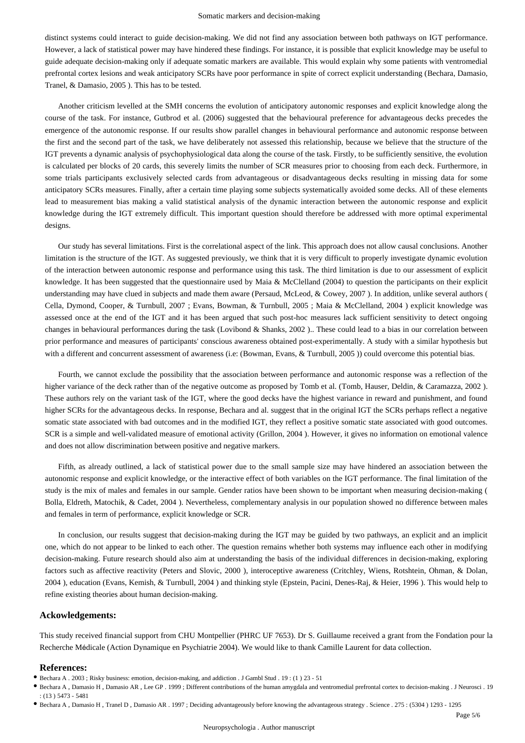distinct systems could interact to guide decision-making. We did not find any association between both pathways on IGT performance. However, a lack of statistical power may have hindered these findings. For instance, it is possible that explicit knowledge may be useful to guide adequate decision-making only if adequate somatic markers are available. This would explain why some patients with ventromedial prefrontal cortex lesions and weak anticipatory SCRs have poor performance in spite of correct explicit understanding (Bechara, Damasio, Tranel, & Damasio, 2005 ). This has to be tested.

Another criticism levelled at the SMH concerns the evolution of anticipatory autonomic responses and explicit knowledge along the course of the task. For instance, Gutbrod et al. (2006) suggested that the behavioural preference for advantageous decks precedes the emergence of the autonomic response. If our results show parallel changes in behavioural performance and autonomic response between the first and the second part of the task, we have deliberately not assessed this relationship, because we believe that the structure of the IGT prevents a dynamic analysis of psychophysiological data along the course of the task. Firstly, to be sufficiently sensitive, the evolution is calculated per blocks of 20 cards, this severely limits the number of SCR measures prior to choosing from each deck. Furthermore, in some trials participants exclusively selected cards from advantageous or disadvantageous decks resulting in missing data for some anticipatory SCRs measures. Finally, after a certain time playing some subjects systematically avoided some decks. All of these elements lead to measurement bias making a valid statistical analysis of the dynamic interaction between the autonomic response and explicit knowledge during the IGT extremely difficult. This important question should therefore be addressed with more optimal experimental designs.

Our study has several limitations. First is the correlational aspect of the link. This approach does not allow causal conclusions. Another limitation is the structure of the IGT. As suggested previously, we think that it is very difficult to properly investigate dynamic evolution of the interaction between autonomic response and performance using this task. The third limitation is due to our assessment of explicit knowledge. It has been suggested that the questionnaire used by Maia & McClelland (2004) to question the participants on their explicit understanding may have clued in subjects and made them aware (Persaud, McLeod, & Cowey, 2007 ). In addition, unlike several authors ( Cella, Dymond, Cooper, & Turnbull, 2007 ; Evans, Bowman, & Turnbull, 2005 ; Maia & McClelland, 2004 ) explicit knowledge was assessed once at the end of the IGT and it has been argued that such post-hoc measures lack sufficient sensitivity to detect ongoing changes in behavioural performances during the task (Lovibond & Shanks, 2002 ).. These could lead to a bias in our correlation between prior performance and measures of participants' conscious awareness obtained post-experimentally. A study with a similar hypothesis but with a different and concurrent assessment of awareness (i.e: (Bowman, Evans, & Turnbull, 2005 )) could overcome this potential bias.

Fourth, we cannot exclude the possibility that the association between performance and autonomic response was a reflection of the higher variance of the deck rather than of the negative outcome as proposed by Tomb et al. (Tomb, Hauser, Deldin, & Caramazza, 2002 ). These authors rely on the variant task of the IGT, where the good decks have the highest variance in reward and punishment, and found higher SCRs for the advantageous decks. In response, Bechara and al. suggest that in the original IGT the SCRs perhaps reflect a negative somatic state associated with bad outcomes and in the modified IGT, they reflect a positive somatic state associated with good outcomes. SCR is a simple and well-validated measure of emotional activity (Grillon, 2004 ). However, it gives no information on emotional valence and does not allow discrimination between positive and negative markers.

Fifth, as already outlined, a lack of statistical power due to the small sample size may have hindered an association between the autonomic response and explicit knowledge, or the interactive effect of both variables on the IGT performance. The final limitation of the study is the mix of males and females in our sample. Gender ratios have been shown to be important when measuring decision-making ( Bolla, Eldreth, Matochik, & Cadet, 2004 ). Nevertheless, complementary analysis in our population showed no difference between males and females in term of performance, explicit knowledge or SCR.

In conclusion, our results suggest that decision-making during the IGT may be guided by two pathways, an explicit and an implicit one, which do not appear to be linked to each other. The question remains whether both systems may influence each other in modifying decision-making. Future research should also aim at understanding the basis of the individual differences in decision-making, exploring factors such as affective reactivity (Peters and Slovic, 2000 ), interoceptive awareness (Critchley, Wiens, Rotshtein, Ohman, & Dolan, 2004 ), education (Evans, Kemish, & Turnbull, 2004 ) and thinking style (Epstein, Pacini, Denes-Raj, & Heier, 1996 ). This would help to refine existing theories about human decision-making.

## Ackowledgements:

This study received financial support from CHU Montpellier (PHRC UF 7653). Dr S. Guillaume received a grant from the Fondation pour la Recherche Médicale (Action Dynamique en Psychiatrie 2004). We would like to thank Camille Laurent for data collection.

## References:

- Bechara A . 2003 ; Risky business: emotion, decision-making, and addiction . J Gambl Stud . 19 : (1 ) 23 - 51
- Bechara A , Damasio H , Damasio AR , Lee GP . 1999 ; Different contributions of the human amygdala and ventromedial prefrontal cortex to decision-making . J Neurosci . 19 : (13 ) 5473 - 5481
- Bechara A , Damasio H , Tranel D , Damasio AR . 1997 ; Deciding advantageously before knowing the advantageous strategy . Science . 275 : (5304 ) 1293 - 1295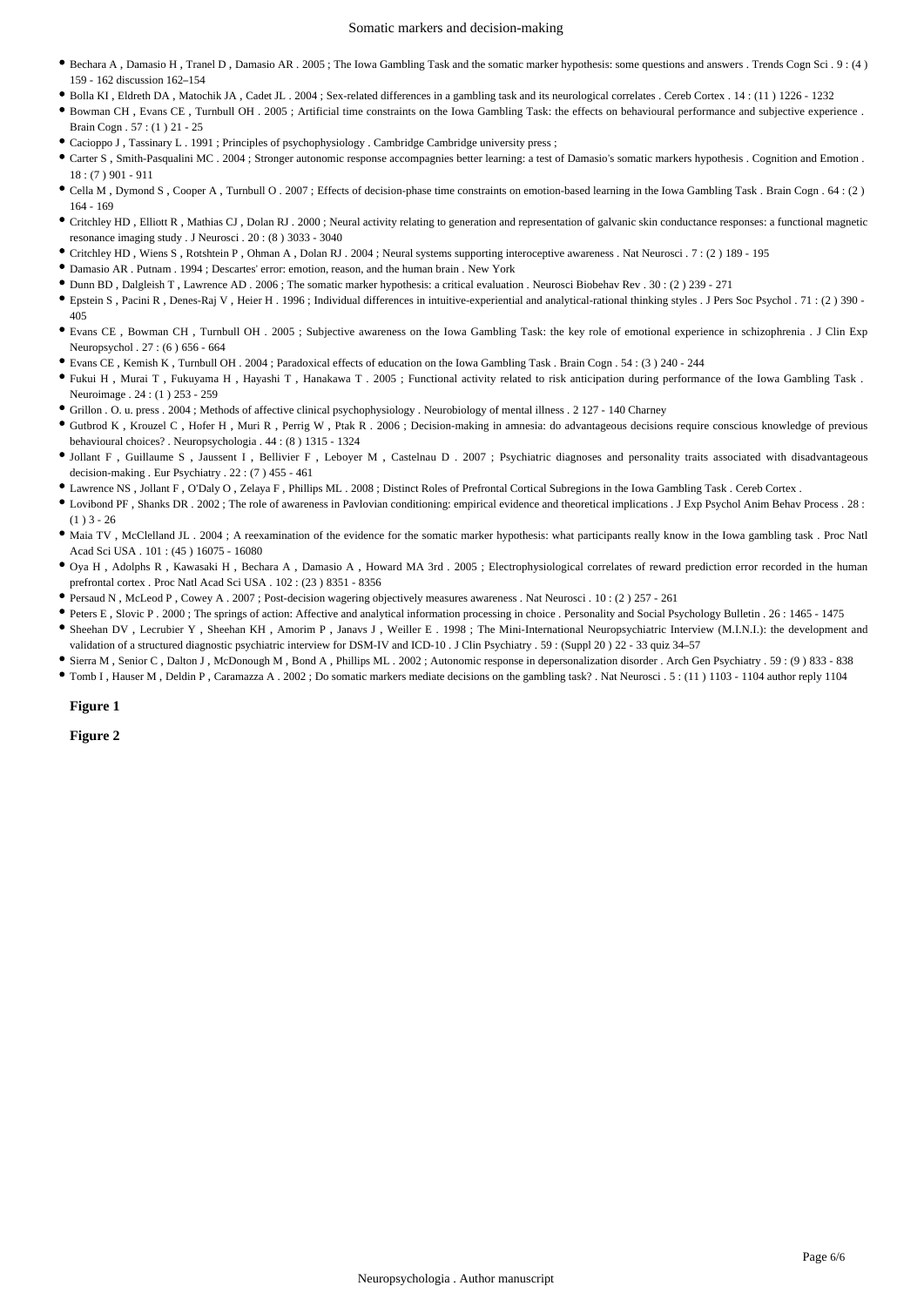- Bechara A , Damasio H , Tranel D , Damasio AR . 2005 ; The Iowa Gambling Task and the somatic marker hypothesis: some questions and answers . Trends Cogn Sci . 9 : (4 ) 159 - 162 discussion 162–154
- Bolla KI , Eldreth DA , Matochik JA , Cadet JL . 2004 ; Sex-related differences in a gambling task and its neurological correlates . Cereb Cortex . 14 : (11 ) 1226 - 1232
- Bowman CH , Evans CE , Turnbull OH . 2005 ; Artificial time constraints on the Iowa Gambling Task: the effects on behavioural performance and subjective experience . Brain Cogn . 57 : (1 ) 21 - 25
- Cacioppo J , Tassinary L . 1991 ; Principles of psychophysiology . Cambridge Cambridge university press ;
- Carter S , Smith-Pasqualini MC . 2004 ; Stronger autonomic response accompagnies better learning: a test of Damasio's somatic markers hypothesis . Cognition and Emotion . 18 : (7 ) 901 - 911
- Cella M , Dymond S , Cooper A , Turnbull O . 2007 ; Effects of decision-phase time constraints on emotion-based learning in the Iowa Gambling Task . Brain Cogn . 64 : (2 ) 164 - 169
- Critchley HD , Elliott R , Mathias CJ , Dolan RJ . 2000 ; Neural activity relating to generation and representation of galvanic skin conductance responses: a functional magnetic resonance imaging study . J Neurosci . 20 : (8 ) 3033 - 3040
- Critchley HD , Wiens S , Rotshtein P , Ohman A , Dolan RJ . 2004 ; Neural systems supporting interoceptive awareness . Nat Neurosci . 7 : (2 ) 189 - 195
- Damasio AR . Putnam . 1994 ; Descartes' error: emotion, reason, and the human brain . New York
- Dunn BD , Dalgleish T , Lawrence AD . 2006 ; The somatic marker hypothesis: a critical evaluation . Neurosci Biobehav Rev . 30 : (2 ) 239 - 271
- Epstein S , Pacini R , Denes-Raj V , Heier H . 1996 ; Individual differences in intuitive-experiential and analytical-rational thinking styles . J Pers Soc Psychol . 71 : (2 ) 390 - 405
- Evans CE , Bowman CH , Turnbull OH . 2005 ; Subjective awareness on the Iowa Gambling Task: the key role of emotional experience in schizophrenia . J Clin Exp Neuropsychol . 27 : (6 ) 656 - 664
- Evans CE , Kemish K , Turnbull OH . 2004 ; Paradoxical effects of education on the Iowa Gambling Task . Brain Cogn . 54 : (3 ) 240 - 244
- Fukui H , Murai T , Fukuyama H , Hayashi T , Hanakawa T . 2005 ; Functional activity related to risk anticipation during performance of the Iowa Gambling Task . Neuroimage . 24 : (1 ) 253 - 259
- Grillon . O. u. press . 2004 ; Methods of affective clinical psychophysiology . Neurobiology of mental illness . 2 127 - 140 Charney
- Gutbrod K , Krouzel C , Hofer H , Muri R , Perrig W , Ptak R . 2006 ; Decision-making in amnesia: do advantageous decisions require conscious knowledge of previous behavioural choices? . Neuropsychologia . 44 : (8 ) 1315 - 1324
- Jollant F , Guillaume S , Jaussent I , Bellivier F , Leboyer M , Castelnau D . 2007 ; Psychiatric diagnoses and personality traits associated with disadvantageous decision-making . Eur Psychiatry . 22 : (7 ) 455 - 461
- Lawrence NS , Jollant F , O'Daly O , Zelaya F , Phillips ML . 2008 ; Distinct Roles of Prefrontal Cortical Subregions in the Iowa Gambling Task . Cereb Cortex .
- Lovibond PF , Shanks DR . 2002 ; The role of awareness in Pavlovian conditioning: empirical evidence and theoretical implications . J Exp Psychol Anim Behav Process . 28 : (1 ) 3 - 26
- Maia TV , McClelland JL . 2004 ; A reexamination of the evidence for the somatic marker hypothesis: what participants really know in the Iowa gambling task . Proc Natl Acad Sci USA . 101 : (45 ) 16075 - 16080
- Oya H , Adolphs R , Kawasaki H , Bechara A , Damasio A , Howard MA 3rd . 2005 ; Electrophysiological correlates of reward prediction error recorded in the human prefrontal cortex . Proc Natl Acad Sci USA . 102 : (23 ) 8351 - 8356
- Persaud N , McLeod P , Cowey A . 2007 ; Post-decision wagering objectively measures awareness . Nat Neurosci . 10 : (2 ) 257 - 261
- Peters E , Slovic P . 2000 ; The springs of action: Affective and analytical information processing in choice . Personality and Social Psychology Bulletin . 26 : 1465 - 1475
- Sheehan DV , Lecrubier Y , Sheehan KH , Amorim P , Janavs J , Weiller E . 1998 ; The Mini-International Neuropsychiatric Interview (M.I.N.I.): the development and validation of a structured diagnostic psychiatric interview for DSM-IV and ICD-10 . J Clin Psychiatry . 59 : (Suppl 20 ) 22 - 33 quiz 34–57
- Sierra M , Senior C , Dalton J , McDonough M , Bond A , Phillips ML . 2002 ; Autonomic response in depersonalization disorder . Arch Gen Psychiatry . 59 : (9 ) 833 - 838
- Tomb I , Hauser M , Deldin P , Caramazza A . 2002 ; Do somatic markers mediate decisions on the gambling task? . Nat Neurosci . 5 : (11 ) 1103 - 1104 author reply 1104

**Figure 1**

**Figure 2**